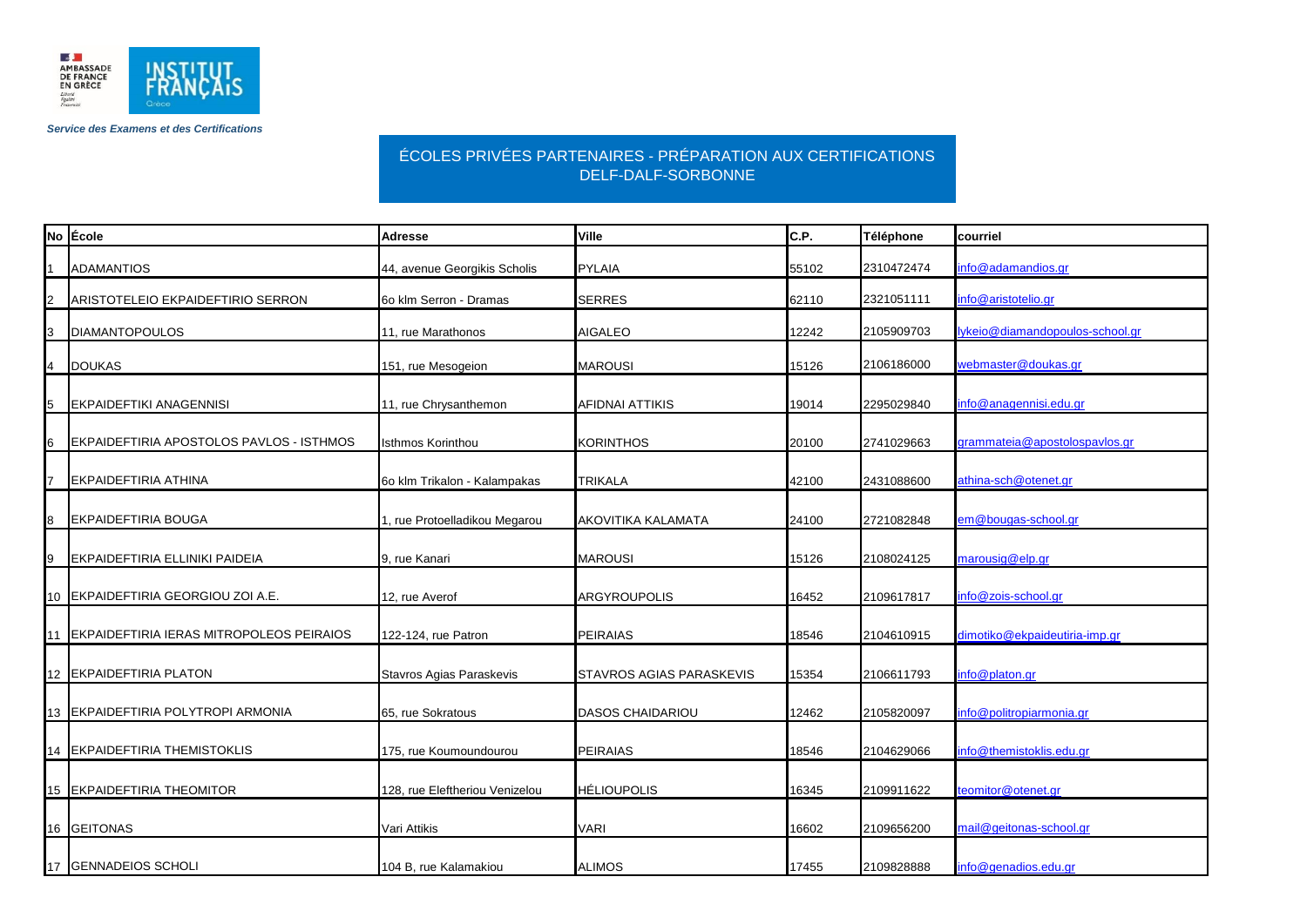AMBASSADE DE FRANCE EN GRÈCE

INSTITUT FRANÇAIS Grèce

*Service des Examens et des Certifications*

## ÉCOLES PRIVÉES PARTENAIRES - PRÉPARATION AUX CERTIFICATIONS DELF-DALF-SORBONNE

| No | École | Adresse | Ville | C.P. | Téléphone | courriel |
|---|---|---|---|---|---|---|
| 1 | ADAMANTIOS | 44, avenue Georgikis Scholis | PYLAIA | 55102 | 2310472474 | info@adamandios.gr |
| 2 | ARISTOTELEIO EKPAIDEFTIRIO SERRON | 6o klm Serron - Dramas | SERRES | 62110 | 2321051111 | info@aristotelio.gr |
| 3 | DIAMANTOPOULOS | 11, rue Marathonos | AIGALEO | 12242 | 2105909703 | lykeio@diamandopoulos-school.gr |
| 4 | DOUKAS | 151, rue Mesogeion | MAROUSI | 15126 | 2106186000 | webmaster@doukas.gr |
| 5 | EKPAIDEFTIKI ANAGENNISI | 11, rue Chrysanthemon | AFIDNAI ATTIKIS | 19014 | 2295029840 | info@anagennisi.edu.gr |
| 6 | EKPAIDEFTIRIA APOSTOLOS PAVLOS - ISTHMOS | Isthmos Korinthou | KORINTHOS | 20100 | 2741029663 | grammateia@apostolospavlos.gr |
| 7 | EKPAIDEFTIRIA ATHINA | 6o klm Trikalon - Kalampakas | TRIKALA | 42100 | 2431088600 | athina-sch@otenet.gr |
| 8 | EKPAIDEFTIRIA BOUGA | 1, rue Protoelladikou Megarou | AKOVITIKA KALAMATA | 24100 | 2721082848 | em@bougas-school.gr |
| 9 | EKPAIDEFTIRIA ELLINIKI PAIDEIA | 9, rue Kanari | MAROUSI | 15126 | 2108024125 | marousig@elp.gr |
| 10 | EKPAIDEFTIRIA GEORGIOU ZOI A.E. | 12, rue Averof | ARGYROUPOLIS | 16452 | 2109617817 | info@zois-school.gr |
| 11 | EKPAIDEFTIRIA IERAS MITROPOLEOS PEIRAIOS | 122-124, rue Patron | PEIRAIAS | 18546 | 2104610915 | dimotiko@ekpaideutiria-imp.gr |
| 12 | EKPAIDEFTIRIA PLATON | Stavros Agias Paraskevis | STAVROS AGIAS PARASKEVIS | 15354 | 2106611793 | info@platon.gr |
| 13 | EKPAIDEFTIRIA POLYTROPI ARMONIA | 65, rue Sokratous | DASOS CHAIDARIOU | 12462 | 2105820097 | info@politropiarmonia.gr |
| 14 | EKPAIDEFTIRIA THEMISTOKLIS | 175, rue Koumoundourou | PEIRAIAS | 18546 | 2104629066 | info@themistoklis.edu.gr |
| 15 | EKPAIDEFTIRIA THEOMITOR | 128, rue Eleftheriou Venizelou | HÉLIOUPOLIS | 16345 | 2109911622 | teomitor@otenet.gr |
| 16 | GEITONAS | Vari Attikis | VARI | 16602 | 2109656200 | mail@geitonas-school.gr |
| 17 | GENNADEIOS SCHOLI | 104 B, rue Kalamakiou | ALIMOS | 17455 | 2109828888 | info@genadios.edu.gr |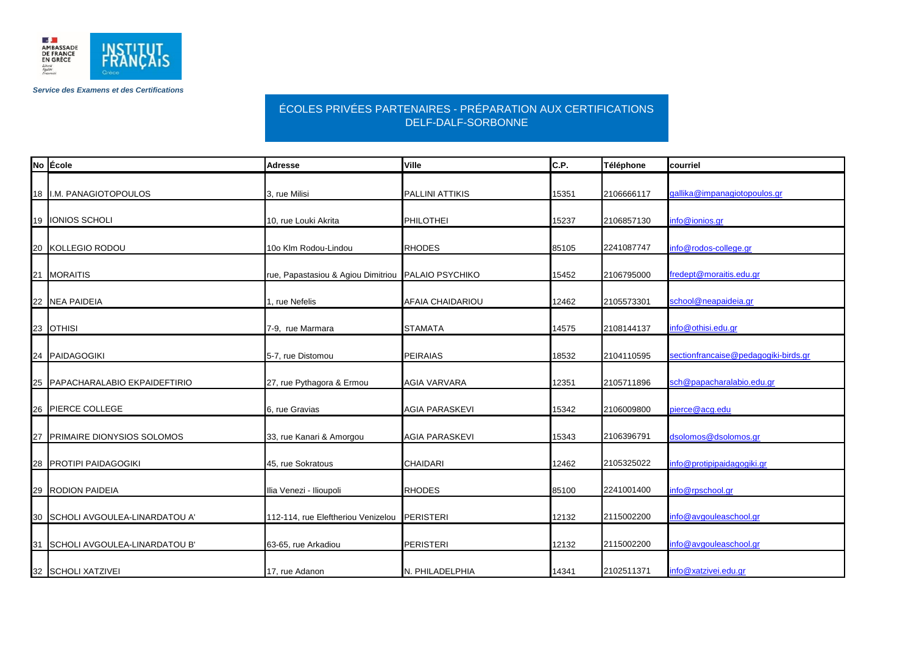*Service des Examens et des Certifications*

## ÉCOLES PRIVÉES PARTENAIRES - PRÉPARATION AUX CERTIFICATIONS DELF-DALF-SORBONNE

| No | École | Adresse | Ville | C.P. | Téléphone | courriel |
|---|---|---|---|---|---|---|
| 18 | I.M. PANAGIOTOPOULOS | 3, rue Milisi | PALLINI ATTIKIS | 15351 | 2106666117 | gallika@impanagiotopoulos.gr |
| 19 | IONIOS SCHOLI | 10, rue Louki Akrita | PHILOTHEI | 15237 | 2106857130 | info@ionios.gr |
| 20 | KOLLEGIO RODOU | 10o Klm Rodou-Lindou | RHODES | 85105 | 2241087747 | info@rodos-college.gr |
| 21 | MORAITIS | rue, Papastasiou & Agiou Dimitriou | PALAIO PSYCHIKO | 15452 | 2106795000 | fredept@moraitis.edu.gr |
| 22 | NEA PAIDEIA | 1, rue Nefelis | AFAIA CHAIDARIOU | 12462 | 2105573301 | school@neapaideia.gr |
| 23 | OTHISI | 7-9, rue Marmara | STAMATA | 14575 | 2108144137 | info@othisi.edu.gr |
| 24 | PAIDAGOGIKI | 5-7, rue Distomou | PEIRAIAS | 18532 | 2104110595 | sectionfrancaise@pedagogiki-birds.gr |
| 25 | PAPACHARALABIO EKPAIDEFTIRIO | 27, rue Pythagora & Ermou | AGIA VARVARA | 12351 | 2105711896 | sch@papacharalabio.edu.gr |
| 26 | PIERCE COLLEGE | 6, rue Gravias | AGIA PARASKEVI | 15342 | 2106009800 | pierce@acg.edu |
| 27 | PRIMAIRE DIONYSIOS SOLOMOS | 33, rue Kanari & Amorgou | AGIA PARASKEVI | 15343 | 2106396791 | dsolomos@dsolomos.gr |
| 28 | PROTIPI PAIDAGOGIKI | 45, rue Sokratous | CHAIDARI | 12462 | 2105325022 | info@protipipaidagogiki.gr |
| 29 | RODION PAIDEIA | Ilia Venezi - Ilioupoli | RHODES | 85100 | 2241001400 | info@rpschool.gr |
| 30 | SCHOLI AVGOULEA-LINARDATOU A' | 112-114, rue Eleftheriou Venizelou | PERISTERI | 12132 | 2115002200 | info@avgouleaschool.gr |
| 31 | SCHOLI AVGOULEA-LINARDATOU B' | 63-65, rue Arkadiou | PERISTERI | 12132 | 2115002200 | info@avgouleaschool.gr |
| 32 | SCHOLI XATZIVEI | 17, rue Adanon | N. PHILADELPHIA | 14341 | 2102511371 | info@xatzivei.edu.gr |